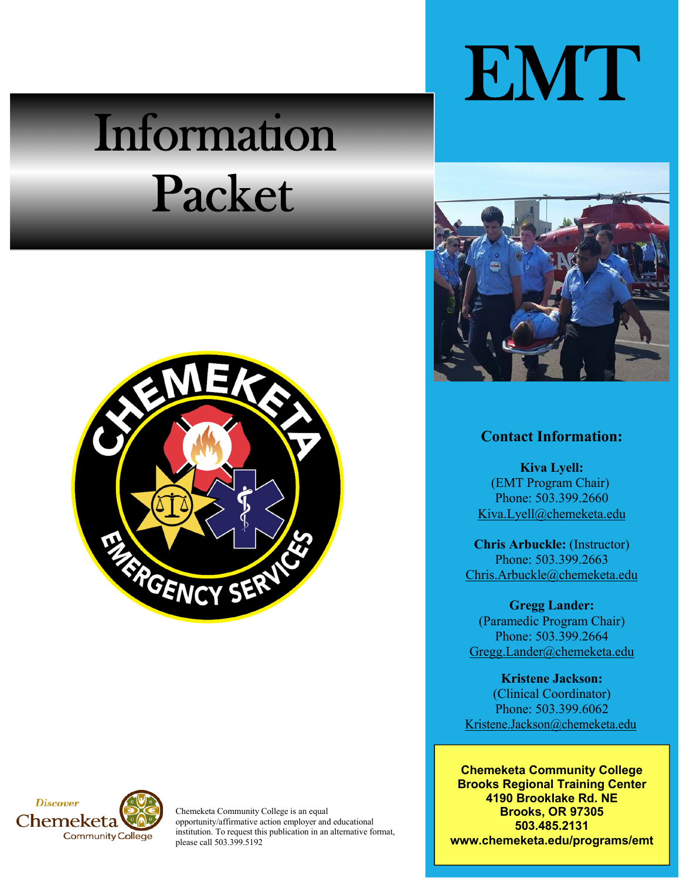# EMT

# Information Packet

## Contact Information:

**Kiva Lyell:**
(EMT Program Chair)
Phone: 503.399.2660
Kiva.Lyell@chemeketa.edu

**Chris Arbuckle:** (Instructor)
Phone: 503.399.2663
Chris.Arbuckle@chemeketa.edu

**Gregg Lander:**
(Paramedic Program Chair)
Phone: 503.399.2664
Gregg.Lander@chemeketa.edu

**Kristene Jackson:**
(Clinical Coordinator)
Phone: 503.399.6062
Kristene.Jackson@chemeketa.edu

**Chemeketa Community College**
**Brooks Regional Training Center**
**4190 Brooklake Rd. NE**
**Brooks, OR 97305**
**503.485.2131**
**www.chemeketa.edu/programs/emt**

Chemeketa Community College is an equal opportunity/affirmative action employer and educational institution. To request this publication in an alternative format, please call 503.399.5192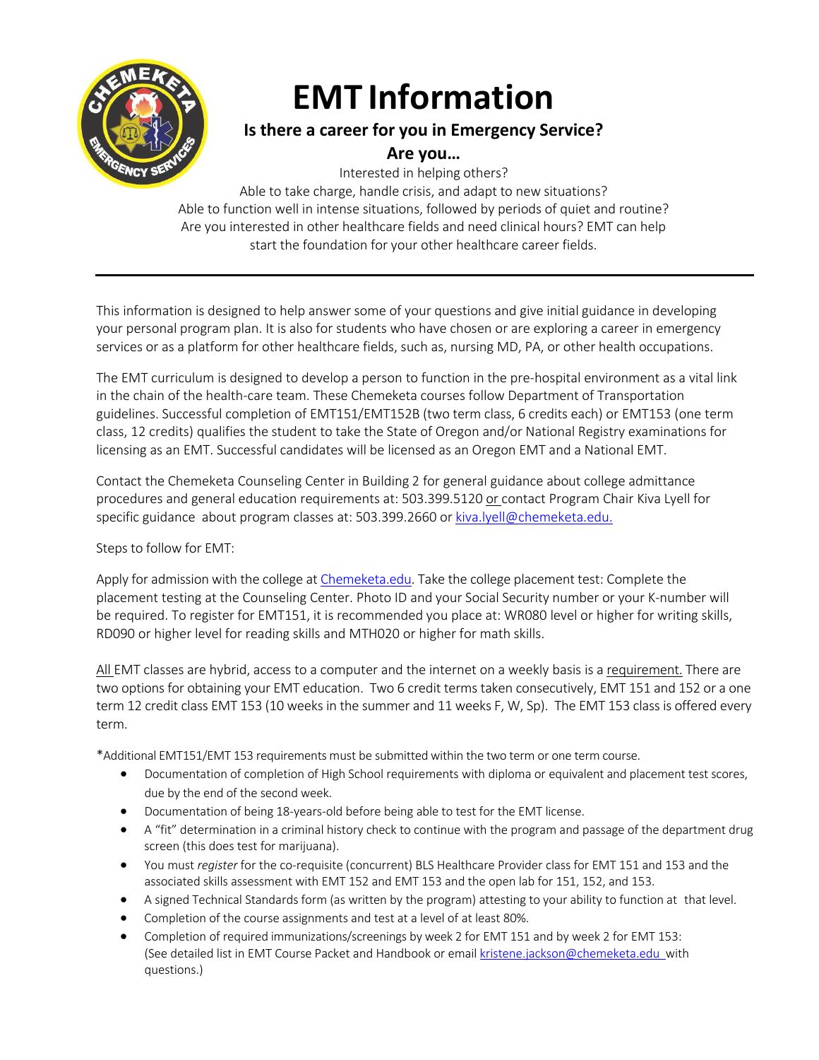# EMT Information

## Is there a career for you in Emergency Service?

## Are you…

Interested in helping others?
Able to take charge, handle crisis, and adapt to new situations?
Able to function well in intense situations, followed by periods of quiet and routine?
Are you interested in other healthcare fields and need clinical hours? EMT can help start the foundation for your other healthcare career fields.

---

This information is designed to help answer some of your questions and give initial guidance in developing your personal program plan. It is also for students who have chosen or are exploring a career in emergency services or as a platform for other healthcare fields, such as, nursing MD, PA, or other health occupations.

The EMT curriculum is designed to develop a person to function in the pre-hospital environment as a vital link in the chain of the health-care team. These Chemeketa courses follow Department of Transportation guidelines. Successful completion of EMT151/EMT152B (two term class, 6 credits each) or EMT153 (one term class, 12 credits) qualifies the student to take the State of Oregon and/or National Registry examinations for licensing as an EMT. Successful candidates will be licensed as an Oregon EMT and a National EMT.

Contact the Chemeketa Counseling Center in Building 2 for general guidance about college admittance procedures and general education requirements at: 503.399.5120 or contact Program Chair Kiva Lyell for specific guidance about program classes at: 503.399.2660 or kiva.lyell@chemeketa.edu.

Steps to follow for EMT:

Apply for admission with the college at Chemeketa.edu. Take the college placement test: Complete the placement testing at the Counseling Center. Photo ID and your Social Security number or your K-number will be required. To register for EMT151, it is recommended you place at: WR080 level or higher for writing skills, RD090 or higher level for reading skills and MTH020 or higher for math skills.

All EMT classes are hybrid, access to a computer and the internet on a weekly basis is a requirement. There are two options for obtaining your EMT education. Two 6 credit terms taken consecutively, EMT 151 and 152 or a one term 12 credit class EMT 153 (10 weeks in the summer and 11 weeks F, W, Sp). The EMT 153 class is offered every term.

*Additional EMT151/EMT 153 requirements must be submitted within the two term or one term course.

- Documentation of completion of High School requirements with diploma or equivalent and placement test scores, due by the end of the second week.
- Documentation of being 18-years-old before being able to test for the EMT license.
- A "fit" determination in a criminal history check to continue with the program and passage of the department drug screen (this does test for marijuana).
- You must *register* for the co-requisite (concurrent) BLS Healthcare Provider class for EMT 151 and 153 and the associated skills assessment with EMT 152 and EMT 153 and the open lab for 151, 152, and 153.
- A signed Technical Standards form (as written by the program) attesting to your ability to function at that level.
- Completion of the course assignments and test at a level of at least 80%.
- Completion of required immunizations/screenings by week 2 for EMT 151 and by week 2 for EMT 153: (See detailed list in EMT Course Packet and Handbook or email kristene.jackson@chemeketa.edu with questions.)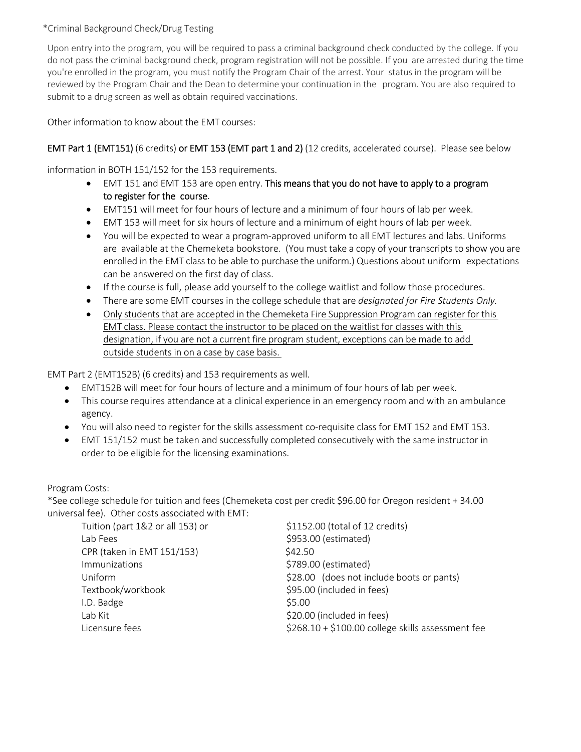*Criminal Background Check/Drug Testing

Upon entry into the program, you will be required to pass a criminal background check conducted by the college. If you do not pass the criminal background check, program registration will not be possible. If you are arrested during the time you're enrolled in the program, you must notify the Program Chair of the arrest. Your status in the program will be reviewed by the Program Chair and the Dean to determine your continuation in the program. You are also required to submit to a drug screen as well as obtain required vaccinations.

Other information to know about the EMT courses:

**EMT Part 1 (EMT151)** (6 credits) **or EMT 153 (EMT part 1 and 2)** (12 credits, accelerated course). Please see below information in BOTH 151/152 for the 153 requirements.

- EMT 151 and EMT 153 are open entry. **This means that you do not have to apply to a program to register for the course**.
- EMT151 will meet for four hours of lecture and a minimum of four hours of lab per week.
- EMT 153 will meet for six hours of lecture and a minimum of eight hours of lab per week.
- You will be expected to wear a program-approved uniform to all EMT lectures and labs. Uniforms are available at the Chemeketa bookstore. (You must take a copy of your transcripts to show you are enrolled in the EMT class to be able to purchase the uniform.) Questions about uniform expectations can be answered on the first day of class.
- If the course is full, please add yourself to the college waitlist and follow those procedures.
- There are some EMT courses in the college schedule that are *designated for Fire Students Only.*
- Only students that are accepted in the Chemeketa Fire Suppression Program can register for this EMT class. Please contact the instructor to be placed on the waitlist for classes with this designation, if you are not a current fire program student, exceptions can be made to add outside students in on a case by case basis.

EMT Part 2 (EMT152B) (6 credits) and 153 requirements as well.

- EMT152B will meet for four hours of lecture and a minimum of four hours of lab per week.
- This course requires attendance at a clinical experience in an emergency room and with an ambulance agency.
- You will also need to register for the skills assessment co-requisite class for EMT 152 and EMT 153.
- EMT 151/152 must be taken and successfully completed consecutively with the same instructor in order to be eligible for the licensing examinations.

Program Costs:
*See college schedule for tuition and fees (Chemeketa cost per credit $96.00 for Oregon resident + 34.00 universal fee). Other costs associated with EMT:

| | |
|---|---|
| Tuition (part 1&2 or all 153) or | $1152.00 (total of 12 credits) |
| Lab Fees | $953.00 (estimated) |
| CPR (taken in EMT 151/153) | $42.50 |
| Immunizations | $789.00 (estimated) |
| Uniform | $28.00 (does not include boots or pants) |
| Textbook/workbook | $95.00 (included in fees) |
| I.D. Badge | $5.00 |
| Lab Kit | $20.00 (included in fees) |
| Licensure fees | $268.10 + $100.00 college skills assessment fee |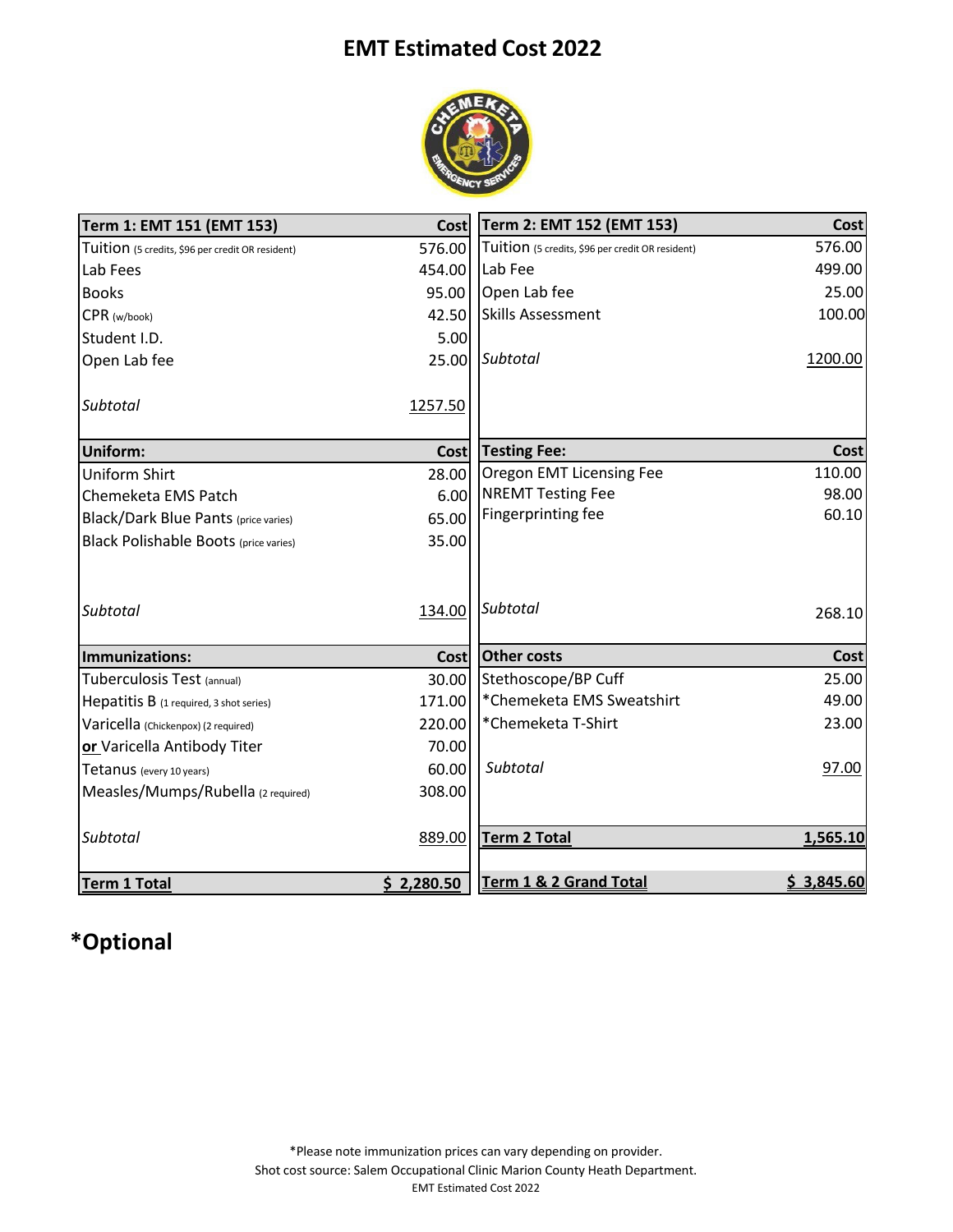# EMT Estimated Cost 2022

| Term 1: EMT 151 (EMT 153) | Cost |
|---|---|
| Tuition (5 credits, $96 per credit OR resident) | 576.00 |
| Lab Fees | 454.00 |
| Books | 95.00 |
| CPR (w/book) | 42.50 |
| Student I.D. | 5.00 |
| Open Lab fee | 25.00 |
| *Subtotal* | 1257.50 |

| Uniform: | Cost |
|---|---|
| Uniform Shirt | 28.00 |
| Chemeketa EMS Patch | 6.00 |
| Black/Dark Blue Pants (price varies) | 65.00 |
| Black Polishable Boots (price varies) | 35.00 |
| *Subtotal* | 134.00 |

| Immunizations: | Cost |
|---|---|
| Tuberculosis Test (annual) | 30.00 |
| Hepatitis B (1 required, 3 shot series) | 171.00 |
| Varicella (Chickenpox) (2 required) | 220.00 |
| **or** Varicella Antibody Titer | 70.00 |
| Tetanus (every 10 years) | 60.00 |
| Measles/Mumps/Rubella (2 required) | 308.00 |
| *Subtotal* | 889.00 |
| **Term 1 Total** | **$ 2,280.50** |

| Term 2: EMT 152 (EMT 153) | Cost |
|---|---|
| Tuition (5 credits, $96 per credit OR resident) | 576.00 |
| Lab Fee | 499.00 |
| Open Lab fee | 25.00 |
| Skills Assessment | 100.00 |
| *Subtotal* | 1200.00 |

| Testing Fee: | Cost |
|---|---|
| Oregon EMT Licensing Fee | 110.00 |
| NREMT Testing Fee | 98.00 |
| Fingerprinting fee | 60.10 |
| *Subtotal* | 268.10 |

| Other costs | Cost |
|---|---|
| Stethoscope/BP Cuff | 25.00 |
| *Chemeketa EMS Sweatshirt | 49.00 |
| *Chemeketa T-Shirt | 23.00 |
| *Subtotal* | 97.00 |
| **Term 2 Total** | **1,565.10** |
| **Term 1 & 2 Grand Total** | **$ 3,845.60** |

**\*Optional**

*Please note immunization prices can vary depending on provider.
Shot cost source: Salem Occupational Clinic Marion County Heath Department.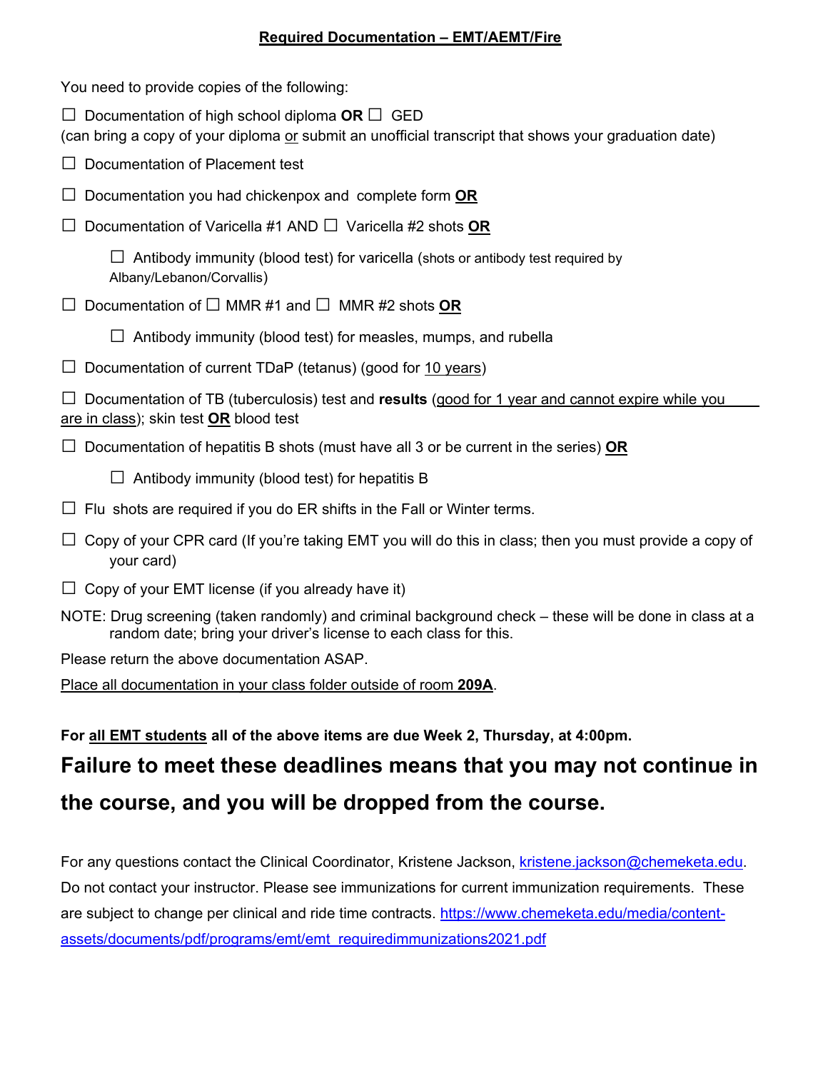## Required Documentation – EMT/AEMT/Fire

You need to provide copies of the following:

☐ Documentation of high school diploma **OR** ☐ GED
(can bring a copy of your diploma or submit an unofficial transcript that shows your graduation date)

☐ Documentation of Placement test

☐ Documentation you had chickenpox and complete form **OR**

☐ Documentation of Varicella #1 AND ☐ Varicella #2 shots **OR**

> ☐ Antibody immunity (blood test) for varicella (shots or antibody test required by Albany/Lebanon/Corvallis)

☐ Documentation of ☐ MMR #1 and ☐ MMR #2 shots **OR**

> ☐ Antibody immunity (blood test) for measles, mumps, and rubella

☐ Documentation of current TDaP (tetanus) (good for 10 years)

☐ Documentation of TB (tuberculosis) test and **results** (good for 1 year and cannot expire while you are in class); skin test **OR** blood test

☐ Documentation of hepatitis B shots (must have all 3 or be current in the series) **OR**

> ☐ Antibody immunity (blood test) for hepatitis B

☐ Flu shots are required if you do ER shifts in the Fall or Winter terms.

☐ Copy of your CPR card (If you're taking EMT you will do this in class; then you must provide a copy of your card)

☐ Copy of your EMT license (if you already have it)

NOTE: Drug screening (taken randomly) and criminal background check – these will be done in class at a random date; bring your driver's license to each class for this.

Please return the above documentation ASAP.

Place all documentation in your class folder outside of room **209A**.

**For all EMT students all of the above items are due Week 2, Thursday, at 4:00pm.**

## Failure to meet these deadlines means that you may not continue in the course, and you will be dropped from the course.

For any questions contact the Clinical Coordinator, Kristene Jackson, kristene.jackson@chemeketa.edu. Do not contact your instructor. Please see immunizations for current immunization requirements. These are subject to change per clinical and ride time contracts. https://www.chemeketa.edu/media/content-assets/documents/pdf/programs/emt/emt_requiredimmunizations2021.pdf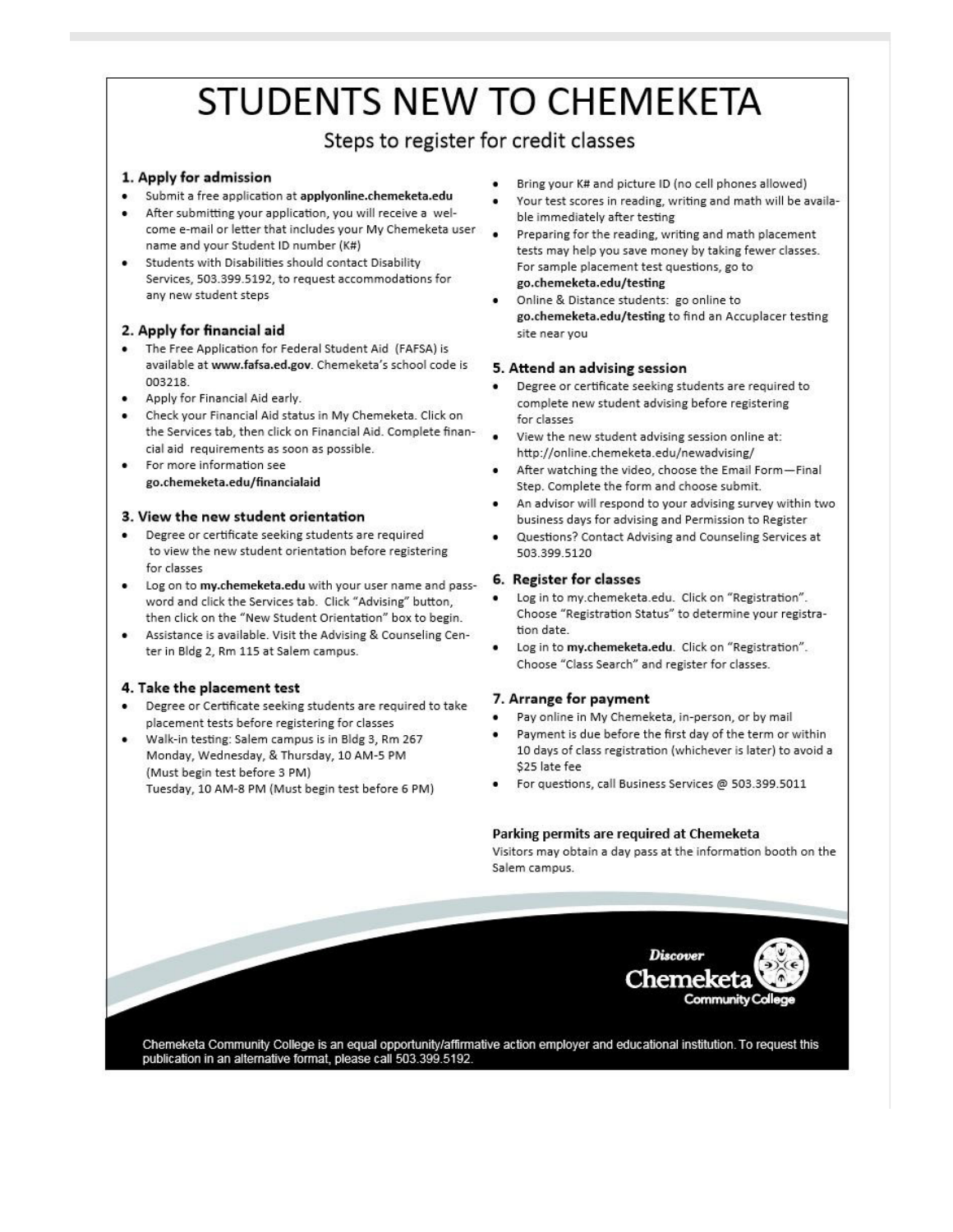# STUDENTS NEW TO CHEMEKETA

## Steps to register for credit classes

### 1. Apply for admission

- Submit a free application at **applyonline.chemeketa.edu**
- After submitting your application, you will receive a welcome e-mail or letter that includes your My Chemeketa user name and your Student ID number (K#)
- Students with Disabilities should contact Disability Services, 503.399.5192, to request accommodations for any new student steps

### 2. Apply for financial aid

- The Free Application for Federal Student Aid (FAFSA) is available at **www.fafsa.ed.gov**. Chemeketa's school code is 003218.
- Apply for Financial Aid early.
- Check your Financial Aid status in My Chemeketa. Click on the Services tab, then click on Financial Aid. Complete financial aid requirements as soon as possible.
- For more information see **go.chemeketa.edu/financialaid**

### 3. View the new student orientation

- Degree or certificate seeking students are required to view the new student orientation before registering for classes
- Log on to **my.chemeketa.edu** with your user name and password and click the Services tab. Click "Advising" button, then click on the "New Student Orientation" box to begin.
- Assistance is available. Visit the Advising & Counseling Center in Bldg 2, Rm 115 at Salem campus.

### 4. Take the placement test

- Degree or Certificate seeking students are required to take placement tests before registering for classes
- Walk-in testing: Salem campus is in Bldg 3, Rm 267
  Monday, Wednesday, & Thursday, 10 AM-5 PM
  (Must begin test before 3 PM)
  Tuesday, 10 AM-8 PM (Must begin test before 6 PM)
- Bring your K# and picture ID (no cell phones allowed)
- Your test scores in reading, writing and math will be available immediately after testing
- Preparing for the reading, writing and math placement tests may help you save money by taking fewer classes. For sample placement test questions, go to **go.chemeketa.edu/testing**
- Online & Distance students: go online to **go.chemeketa.edu/testing** to find an Accuplacer testing site near you

### 5. Attend an advising session

- Degree or certificate seeking students are required to complete new student advising before registering for classes
- View the new student advising session online at: http://online.chemeketa.edu/newadvising/
- After watching the video, choose the Email Form—Final Step. Complete the form and choose submit.
- An advisor will respond to your advising survey within two business days for advising and Permission to Register
- Questions? Contact Advising and Counseling Services at 503.399.5120

### 6. Register for classes

- Log in to my.chemeketa.edu. Click on "Registration". Choose "Registration Status" to determine your registration date.
- Log in to **my.chemeketa.edu**. Click on "Registration". Choose "Class Search" and register for classes.

### 7. Arrange for payment

- Pay online in My Chemeketa, in-person, or by mail
- Payment is due before the first day of the term or within 10 days of class registration (whichever is later) to avoid a $25 late fee
- For questions, call Business Services @ 503.399.5011

**Parking permits are required at Chemeketa**

Visitors may obtain a day pass at the information booth on the Salem campus.

*Discover* **Chemeketa** Community College

Chemeketa Community College is an equal opportunity/affirmative action employer and educational institution. To request this publication in an alternative format, please call 503.399.5192.